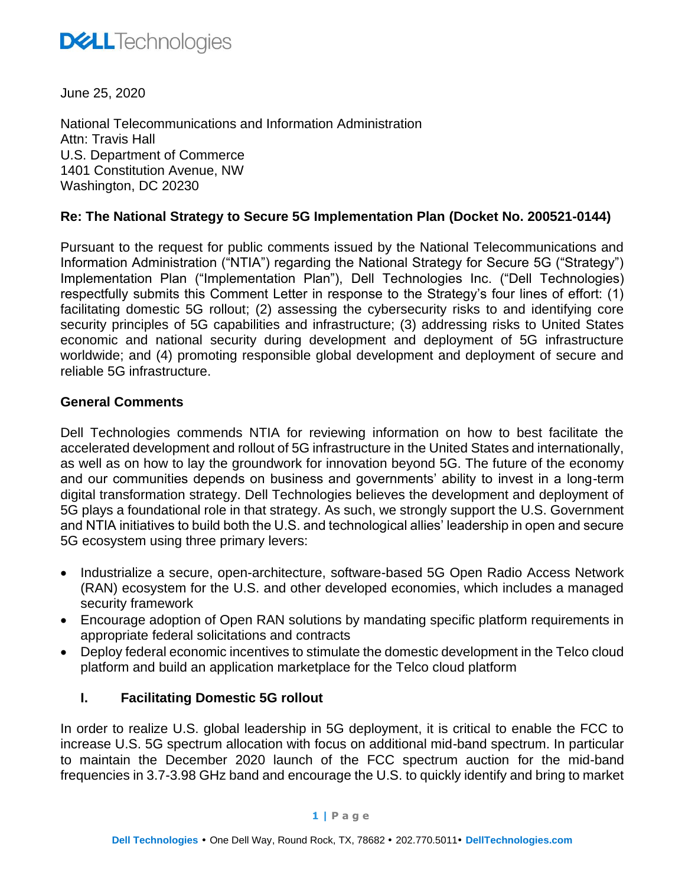DELL Technologies

June 25, 2020

National Telecommunications and Information Administration
Attn: Travis Hall
U.S. Department of Commerce
1401 Constitution Avenue, NW
Washington, DC 20230

**Re: The National Strategy to Secure 5G Implementation Plan (Docket No. 200521-0144)**

Pursuant to the request for public comments issued by the National Telecommunications and Information Administration ("NTIA") regarding the National Strategy for Secure 5G ("Strategy") Implementation Plan ("Implementation Plan"), Dell Technologies Inc. ("Dell Technologies) respectfully submits this Comment Letter in response to the Strategy's four lines of effort: (1) facilitating domestic 5G rollout; (2) assessing the cybersecurity risks to and identifying core security principles of 5G capabilities and infrastructure; (3) addressing risks to United States economic and national security during development and deployment of 5G infrastructure worldwide; and (4) promoting responsible global development and deployment of secure and reliable 5G infrastructure.

**General Comments**

Dell Technologies commends NTIA for reviewing information on how to best facilitate the accelerated development and rollout of 5G infrastructure in the United States and internationally, as well as on how to lay the groundwork for innovation beyond 5G. The future of the economy and our communities depends on business and governments' ability to invest in a long-term digital transformation strategy. Dell Technologies believes the development and deployment of 5G plays a foundational role in that strategy. As such, we strongly support the U.S. Government and NTIA initiatives to build both the U.S. and technological allies' leadership in open and secure 5G ecosystem using three primary levers:

- Industrialize a secure, open-architecture, software-based 5G Open Radio Access Network (RAN) ecosystem for the U.S. and other developed economies, which includes a managed security framework
- Encourage adoption of Open RAN solutions by mandating specific platform requirements in appropriate federal solicitations and contracts
- Deploy federal economic incentives to stimulate the domestic development in the Telco cloud platform and build an application marketplace for the Telco cloud platform

**I. Facilitating Domestic 5G rollout**

In order to realize U.S. global leadership in 5G deployment, it is critical to enable the FCC to increase U.S. 5G spectrum allocation with focus on additional mid-band spectrum. In particular to maintain the December 2020 launch of the FCC spectrum auction for the mid-band frequencies in 3.7-3.98 GHz band and encourage the U.S. to quickly identify and bring to market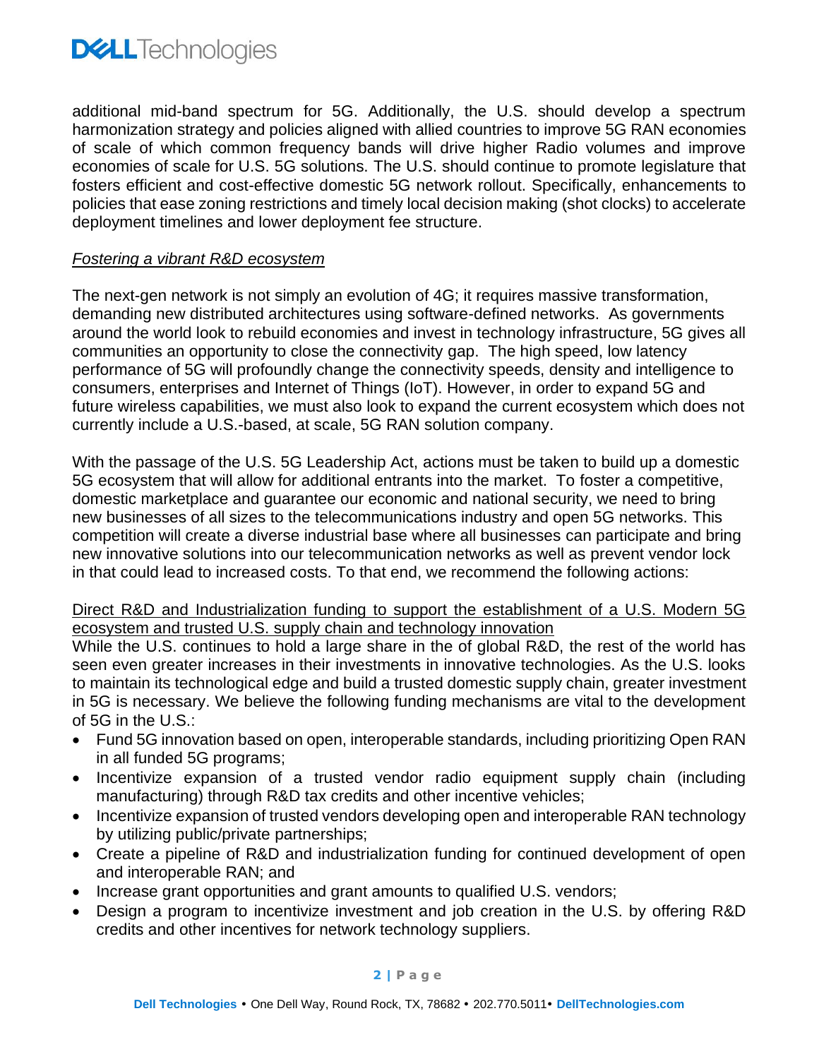additional mid-band spectrum for 5G. Additionally, the U.S. should develop a spectrum harmonization strategy and policies aligned with allied countries to improve 5G RAN economies of scale of which common frequency bands will drive higher Radio volumes and improve economies of scale for U.S. 5G solutions. The U.S. should continue to promote legislature that fosters efficient and cost-effective domestic 5G network rollout. Specifically, enhancements to policies that ease zoning restrictions and timely local decision making (shot clocks) to accelerate deployment timelines and lower deployment fee structure.

*Fostering a vibrant R&D ecosystem*

The next-gen network is not simply an evolution of 4G; it requires massive transformation, demanding new distributed architectures using software-defined networks. As governments around the world look to rebuild economies and invest in technology infrastructure, 5G gives all communities an opportunity to close the connectivity gap. The high speed, low latency performance of 5G will profoundly change the connectivity speeds, density and intelligence to consumers, enterprises and Internet of Things (IoT). However, in order to expand 5G and future wireless capabilities, we must also look to expand the current ecosystem which does not currently include a U.S.-based, at scale, 5G RAN solution company.

With the passage of the U.S. 5G Leadership Act, actions must be taken to build up a domestic 5G ecosystem that will allow for additional entrants into the market. To foster a competitive, domestic marketplace and guarantee our economic and national security, we need to bring new businesses of all sizes to the telecommunications industry and open 5G networks. This competition will create a diverse industrial base where all businesses can participate and bring new innovative solutions into our telecommunication networks as well as prevent vendor lock in that could lead to increased costs. To that end, we recommend the following actions:

Direct R&D and Industrialization funding to support the establishment of a U.S. Modern 5G ecosystem and trusted U.S. supply chain and technology innovation

While the U.S. continues to hold a large share in the of global R&D, the rest of the world has seen even greater increases in their investments in innovative technologies. As the U.S. looks to maintain its technological edge and build a trusted domestic supply chain, greater investment in 5G is necessary. We believe the following funding mechanisms are vital to the development of 5G in the U.S.:

- Fund 5G innovation based on open, interoperable standards, including prioritizing Open RAN in all funded 5G programs;
- Incentivize expansion of a trusted vendor radio equipment supply chain (including manufacturing) through R&D tax credits and other incentive vehicles;
- Incentivize expansion of trusted vendors developing open and interoperable RAN technology by utilizing public/private partnerships;
- Create a pipeline of R&D and industrialization funding for continued development of open and interoperable RAN; and
- Increase grant opportunities and grant amounts to qualified U.S. vendors;
- Design a program to incentivize investment and job creation in the U.S. by offering R&D credits and other incentives for network technology suppliers.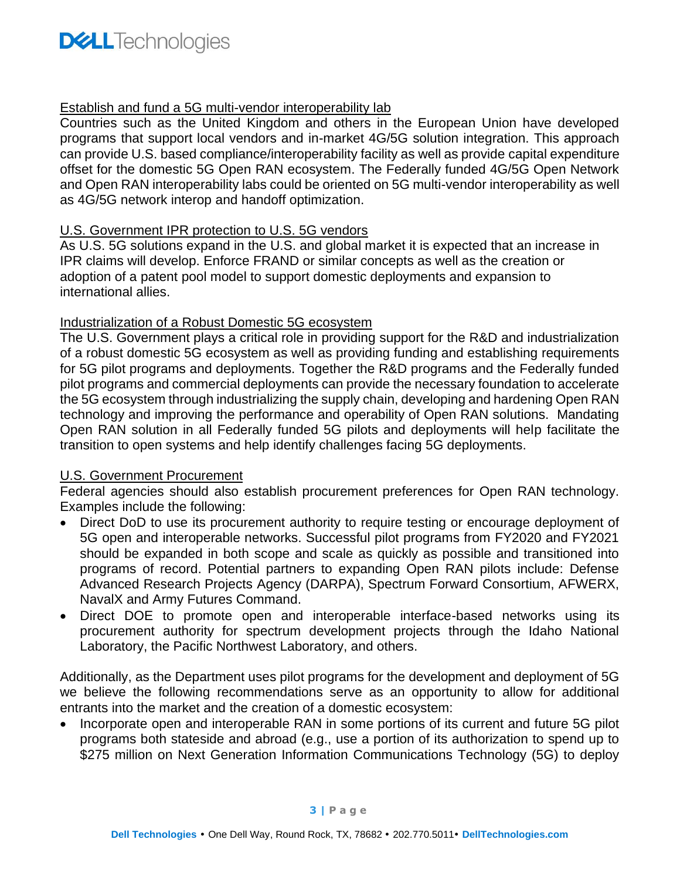Establish and fund a 5G multi-vendor interoperability lab

Countries such as the United Kingdom and others in the European Union have developed programs that support local vendors and in-market 4G/5G solution integration. This approach can provide U.S. based compliance/interoperability facility as well as provide capital expenditure offset for the domestic 5G Open RAN ecosystem. The Federally funded 4G/5G Open Network and Open RAN interoperability labs could be oriented on 5G multi-vendor interoperability as well as 4G/5G network interop and handoff optimization.

U.S. Government IPR protection to U.S. 5G vendors

As U.S. 5G solutions expand in the U.S. and global market it is expected that an increase in IPR claims will develop. Enforce FRAND or similar concepts as well as the creation or adoption of a patent pool model to support domestic deployments and expansion to international allies.

Industrialization of a Robust Domestic 5G ecosystem

The U.S. Government plays a critical role in providing support for the R&D and industrialization of a robust domestic 5G ecosystem as well as providing funding and establishing requirements for 5G pilot programs and deployments. Together the R&D programs and the Federally funded pilot programs and commercial deployments can provide the necessary foundation to accelerate the 5G ecosystem through industrializing the supply chain, developing and hardening Open RAN technology and improving the performance and operability of Open RAN solutions. Mandating Open RAN solution in all Federally funded 5G pilots and deployments will help facilitate the transition to open systems and help identify challenges facing 5G deployments.

U.S. Government Procurement

Federal agencies should also establish procurement preferences for Open RAN technology. Examples include the following:

- Direct DoD to use its procurement authority to require testing or encourage deployment of 5G open and interoperable networks. Successful pilot programs from FY2020 and FY2021 should be expanded in both scope and scale as quickly as possible and transitioned into programs of record. Potential partners to expanding Open RAN pilots include: Defense Advanced Research Projects Agency (DARPA), Spectrum Forward Consortium, AFWERX, NavalX and Army Futures Command.
- Direct DOE to promote open and interoperable interface-based networks using its procurement authority for spectrum development projects through the Idaho National Laboratory, the Pacific Northwest Laboratory, and others.

Additionally, as the Department uses pilot programs for the development and deployment of 5G we believe the following recommendations serve as an opportunity to allow for additional entrants into the market and the creation of a domestic ecosystem:

- Incorporate open and interoperable RAN in some portions of its current and future 5G pilot programs both stateside and abroad (e.g., use a portion of its authorization to spend up to $275 million on Next Generation Information Communications Technology (5G) to deploy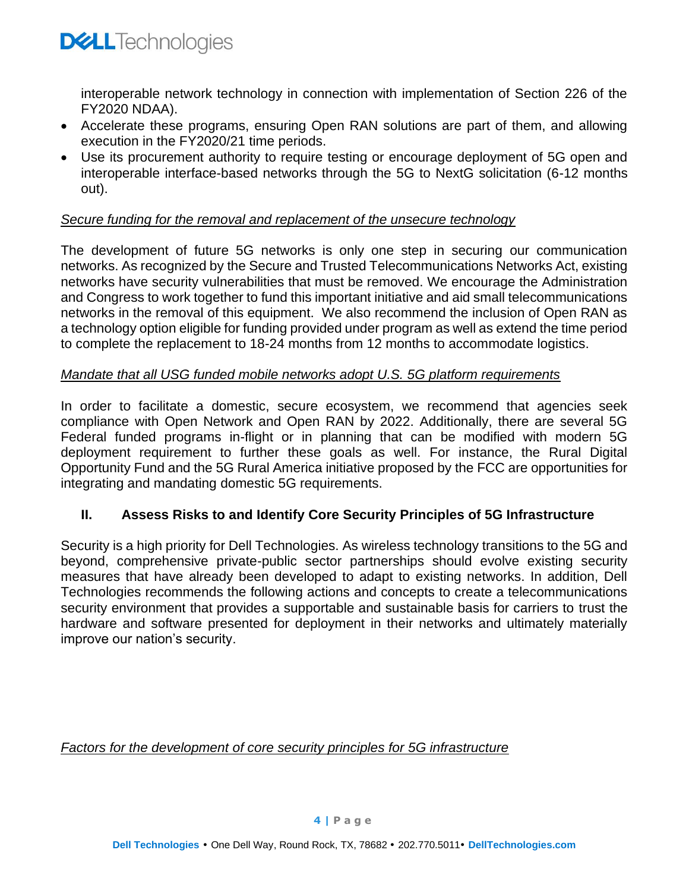interoperable network technology in connection with implementation of Section 226 of the FY2020 NDAA).

- Accelerate these programs, ensuring Open RAN solutions are part of them, and allowing execution in the FY2020/21 time periods.
- Use its procurement authority to require testing or encourage deployment of 5G open and interoperable interface-based networks through the 5G to NextG solicitation (6-12 months out).

*Secure funding for the removal and replacement of the unsecure technology*

The development of future 5G networks is only one step in securing our communication networks. As recognized by the Secure and Trusted Telecommunications Networks Act, existing networks have security vulnerabilities that must be removed. We encourage the Administration and Congress to work together to fund this important initiative and aid small telecommunications networks in the removal of this equipment. We also recommend the inclusion of Open RAN as a technology option eligible for funding provided under program as well as extend the time period to complete the replacement to 18-24 months from 12 months to accommodate logistics.

*Mandate that all USG funded mobile networks adopt U.S. 5G platform requirements*

In order to facilitate a domestic, secure ecosystem, we recommend that agencies seek compliance with Open Network and Open RAN by 2022. Additionally, there are several 5G Federal funded programs in-flight or in planning that can be modified with modern 5G deployment requirement to further these goals as well. For instance, the Rural Digital Opportunity Fund and the 5G Rural America initiative proposed by the FCC are opportunities for integrating and mandating domestic 5G requirements.

## II. Assess Risks to and Identify Core Security Principles of 5G Infrastructure

Security is a high priority for Dell Technologies. As wireless technology transitions to the 5G and beyond, comprehensive private-public sector partnerships should evolve existing security measures that have already been developed to adapt to existing networks. In addition, Dell Technologies recommends the following actions and concepts to create a telecommunications security environment that provides a supportable and sustainable basis for carriers to trust the hardware and software presented for deployment in their networks and ultimately materially improve our nation's security.

*Factors for the development of core security principles for 5G infrastructure*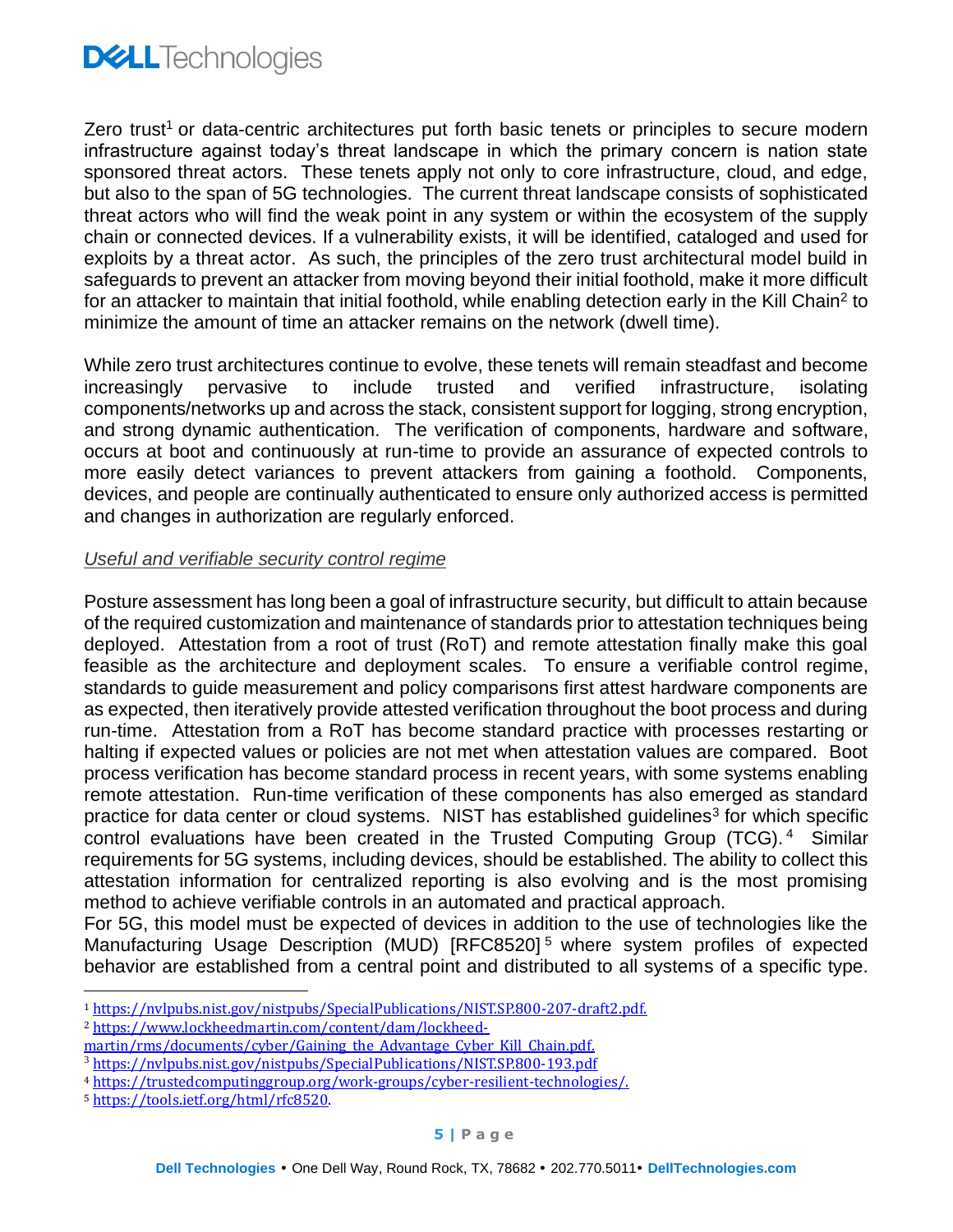Zero trust[1] or data-centric architectures put forth basic tenets or principles to secure modern infrastructure against today's threat landscape in which the primary concern is nation state sponsored threat actors. These tenets apply not only to core infrastructure, cloud, and edge, but also to the span of 5G technologies. The current threat landscape consists of sophisticated threat actors who will find the weak point in any system or within the ecosystem of the supply chain or connected devices. If a vulnerability exists, it will be identified, cataloged and used for exploits by a threat actor. As such, the principles of the zero trust architectural model build in safeguards to prevent an attacker from moving beyond their initial foothold, make it more difficult for an attacker to maintain that initial foothold, while enabling detection early in the Kill Chain[2] to minimize the amount of time an attacker remains on the network (dwell time).

While zero trust architectures continue to evolve, these tenets will remain steadfast and become increasingly pervasive to include trusted and verified infrastructure, isolating components/networks up and across the stack, consistent support for logging, strong encryption, and strong dynamic authentication. The verification of components, hardware and software, occurs at boot and continuously at run-time to provide an assurance of expected controls to more easily detect variances to prevent attackers from gaining a foothold. Components, devices, and people are continually authenticated to ensure only authorized access is permitted and changes in authorization are regularly enforced.

*Useful and verifiable security control regime*

Posture assessment has long been a goal of infrastructure security, but difficult to attain because of the required customization and maintenance of standards prior to attestation techniques being deployed. Attestation from a root of trust (RoT) and remote attestation finally make this goal feasible as the architecture and deployment scales. To ensure a verifiable control regime, standards to guide measurement and policy comparisons first attest hardware components are as expected, then iteratively provide attested verification throughout the boot process and during run-time. Attestation from a RoT has become standard practice with processes restarting or halting if expected values or policies are not met when attestation values are compared. Boot process verification has become standard process in recent years, with some systems enabling remote attestation. Run-time verification of these components has also emerged as standard practice for data center or cloud systems. NIST has established guidelines[3] for which specific control evaluations have been created in the Trusted Computing Group (TCG).[4] Similar requirements for 5G systems, including devices, should be established. The ability to collect this attestation information for centralized reporting is also evolving and is the most promising method to achieve verifiable controls in an automated and practical approach.
For 5G, this model must be expected of devices in addition to the use of technologies like the Manufacturing Usage Description (MUD) [RFC8520][5] where system profiles of expected behavior are established from a central point and distributed to all systems of a specific type.

---

[1] https://nvlpubs.nist.gov/nistpubs/SpecialPublications/NIST.SP.800-207-draft2.pdf.
[2] https://www.lockheedmartin.com/content/dam/lockheed-martin/rms/documents/cyber/Gaining_the_Advantage_Cyber_Kill_Chain.pdf.
[3] https://nvlpubs.nist.gov/nistpubs/SpecialPublications/NIST.SP.800-193.pdf
[4] https://trustedcomputinggroup.org/work-groups/cyber-resilient-technologies/.
[5] https://tools.ietf.org/html/rfc8520.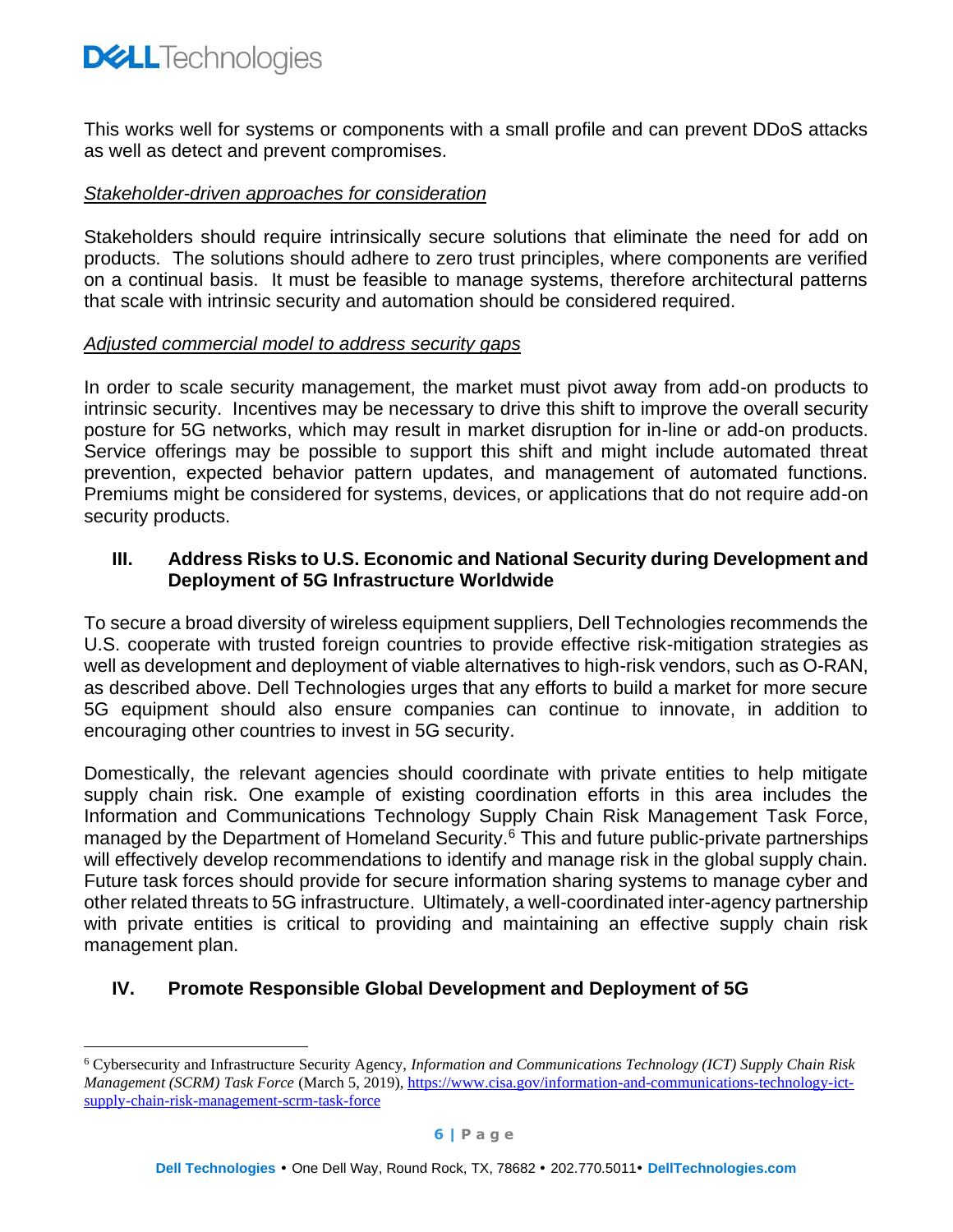This works well for systems or components with a small profile and can prevent DDoS attacks as well as detect and prevent compromises.

*Stakeholder-driven approaches for consideration*

Stakeholders should require intrinsically secure solutions that eliminate the need for add on products. The solutions should adhere to zero trust principles, where components are verified on a continual basis. It must be feasible to manage systems, therefore architectural patterns that scale with intrinsic security and automation should be considered required.

*Adjusted commercial model to address security gaps*

In order to scale security management, the market must pivot away from add-on products to intrinsic security. Incentives may be necessary to drive this shift to improve the overall security posture for 5G networks, which may result in market disruption for in-line or add-on products. Service offerings may be possible to support this shift and might include automated threat prevention, expected behavior pattern updates, and management of automated functions. Premiums might be considered for systems, devices, or applications that do not require add-on security products.

## III. Address Risks to U.S. Economic and National Security during Development and Deployment of 5G Infrastructure Worldwide

To secure a broad diversity of wireless equipment suppliers, Dell Technologies recommends the U.S. cooperate with trusted foreign countries to provide effective risk-mitigation strategies as well as development and deployment of viable alternatives to high-risk vendors, such as O-RAN, as described above. Dell Technologies urges that any efforts to build a market for more secure 5G equipment should also ensure companies can continue to innovate, in addition to encouraging other countries to invest in 5G security.

Domestically, the relevant agencies should coordinate with private entities to help mitigate supply chain risk. One example of existing coordination efforts in this area includes the Information and Communications Technology Supply Chain Risk Management Task Force, managed by the Department of Homeland Security.[6] This and future public-private partnerships will effectively develop recommendations to identify and manage risk in the global supply chain. Future task forces should provide for secure information sharing systems to manage cyber and other related threats to 5G infrastructure. Ultimately, a well-coordinated inter-agency partnership with private entities is critical to providing and maintaining an effective supply chain risk management plan.

## IV. Promote Responsible Global Development and Deployment of 5G

---

[6] Cybersecurity and Infrastructure Security Agency, *Information and Communications Technology (ICT) Supply Chain Risk Management (SCRM) Task Force* (March 5, 2019), https://www.cisa.gov/information-and-communications-technology-ict-supply-chain-risk-management-scrm-task-force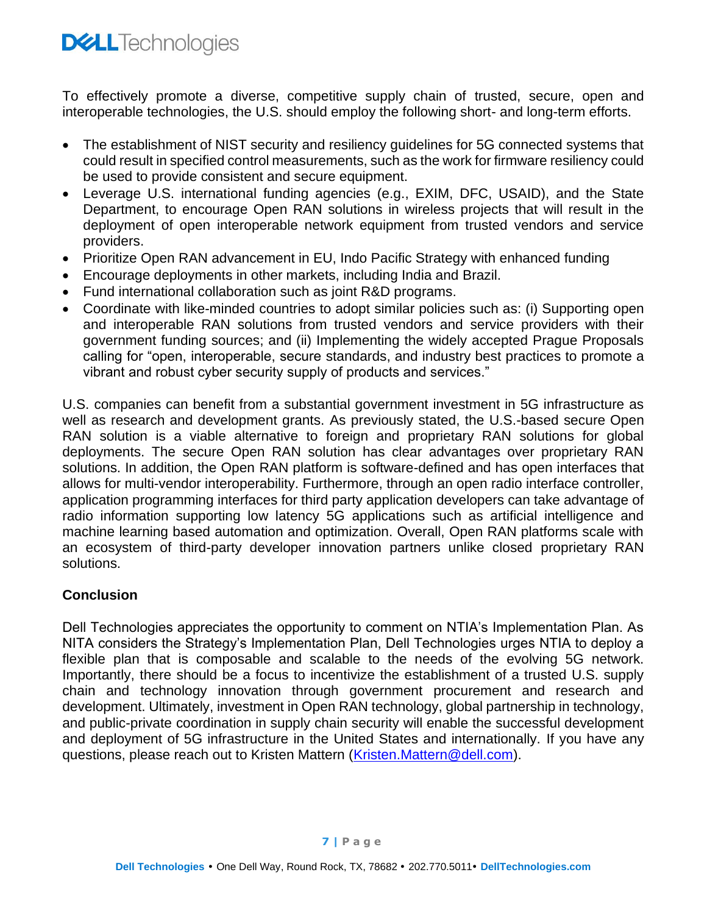To effectively promote a diverse, competitive supply chain of trusted, secure, open and interoperable technologies, the U.S. should employ the following short- and long-term efforts.

- The establishment of NIST security and resiliency guidelines for 5G connected systems that could result in specified control measurements, such as the work for firmware resiliency could be used to provide consistent and secure equipment.
- Leverage U.S. international funding agencies (e.g., EXIM, DFC, USAID), and the State Department, to encourage Open RAN solutions in wireless projects that will result in the deployment of open interoperable network equipment from trusted vendors and service providers.
- Prioritize Open RAN advancement in EU, Indo Pacific Strategy with enhanced funding
- Encourage deployments in other markets, including India and Brazil.
- Fund international collaboration such as joint R&D programs.
- Coordinate with like-minded countries to adopt similar policies such as: (i) Supporting open and interoperable RAN solutions from trusted vendors and service providers with their government funding sources; and (ii) Implementing the widely accepted Prague Proposals calling for "open, interoperable, secure standards, and industry best practices to promote a vibrant and robust cyber security supply of products and services."

U.S. companies can benefit from a substantial government investment in 5G infrastructure as well as research and development grants. As previously stated, the U.S.-based secure Open RAN solution is a viable alternative to foreign and proprietary RAN solutions for global deployments. The secure Open RAN solution has clear advantages over proprietary RAN solutions. In addition, the Open RAN platform is software-defined and has open interfaces that allows for multi-vendor interoperability. Furthermore, through an open radio interface controller, application programming interfaces for third party application developers can take advantage of radio information supporting low latency 5G applications such as artificial intelligence and machine learning based automation and optimization. Overall, Open RAN platforms scale with an ecosystem of third-party developer innovation partners unlike closed proprietary RAN solutions.

**Conclusion**

Dell Technologies appreciates the opportunity to comment on NTIA's Implementation Plan. As NITA considers the Strategy's Implementation Plan, Dell Technologies urges NTIA to deploy a flexible plan that is composable and scalable to the needs of the evolving 5G network. Importantly, there should be a focus to incentivize the establishment of a trusted U.S. supply chain and technology innovation through government procurement and research and development. Ultimately, investment in Open RAN technology, global partnership in technology, and public-private coordination in supply chain security will enable the successful development and deployment of 5G infrastructure in the United States and internationally. If you have any questions, please reach out to Kristen Mattern (Kristen.Mattern@dell.com).